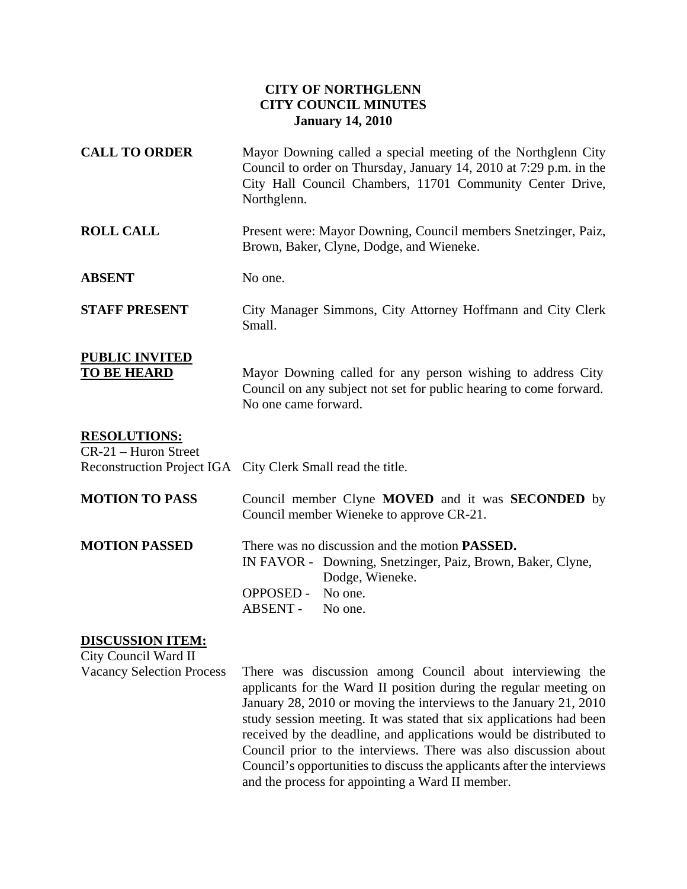**CITY OF NORTHGLENN**
**CITY COUNCIL MINUTES**
**January 14, 2010**

**CALL TO ORDER** — Mayor Downing called a special meeting of the Northglenn City Council to order on Thursday, January 14, 2010 at 7:29 p.m. in the City Hall Council Chambers, 11701 Community Center Drive, Northglenn.

**ROLL CALL** — Present were: Mayor Downing, Council members Snetzinger, Paiz, Brown, Baker, Clyne, Dodge, and Wieneke.

**ABSENT** — No one.

**STAFF PRESENT** — City Manager Simmons, City Attorney Hoffmann and City Clerk Small.

**PUBLIC INVITED TO BE HEARD** — Mayor Downing called for any person wishing to address City Council on any subject not set for public hearing to come forward. No one came forward.

**RESOLUTIONS:**

CR-21 – Huron Street Reconstruction Project IGA — City Clerk Small read the title.

**MOTION TO PASS** — Council member Clyne **MOVED** and it was **SECONDED** by Council member Wieneke to approve CR-21.

**MOTION PASSED** — There was no discussion and the motion **PASSED.**

IN FAVOR - Downing, Snetzinger, Paiz, Brown, Baker, Clyne, Dodge, Wieneke.
OPPOSED - No one.
ABSENT - No one.

**DISCUSSION ITEM:**

City Council Ward II Vacancy Selection Process — There was discussion among Council about interviewing the applicants for the Ward II position during the regular meeting on January 28, 2010 or moving the interviews to the January 21, 2010 study session meeting. It was stated that six applications had been received by the deadline, and applications would be distributed to Council prior to the interviews. There was also discussion about Council's opportunities to discuss the applicants after the interviews and the process for appointing a Ward II member.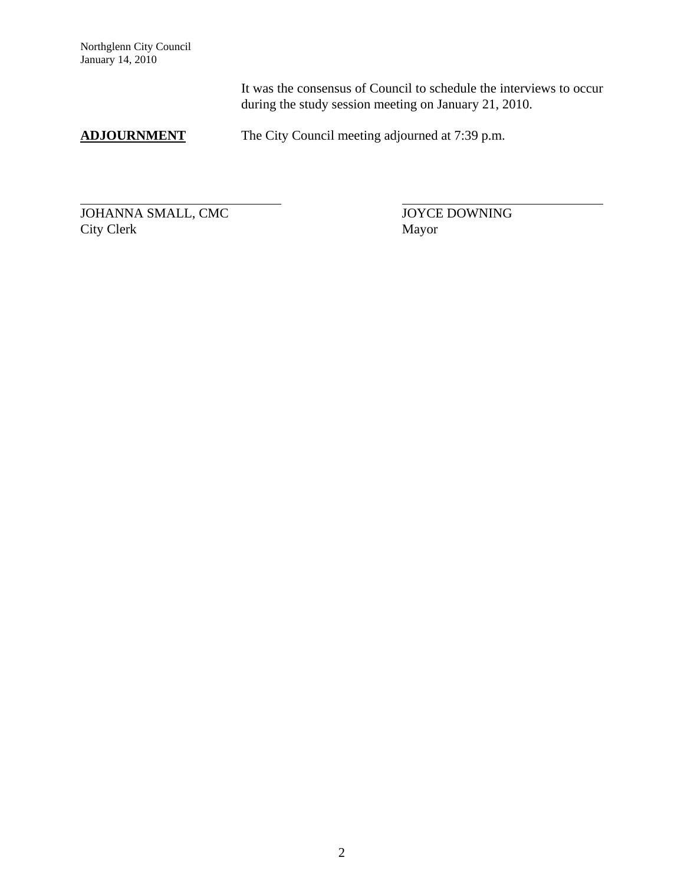It was the consensus of Council to schedule the interviews to occur during the study session meeting on January 21, 2010.

**ADJOURNMENT** The City Council meeting adjourned at 7:39 p.m.

| | |
|---|---|
| JOHANNA SMALL, CMC | JOYCE DOWNING |
| City Clerk | Mayor |